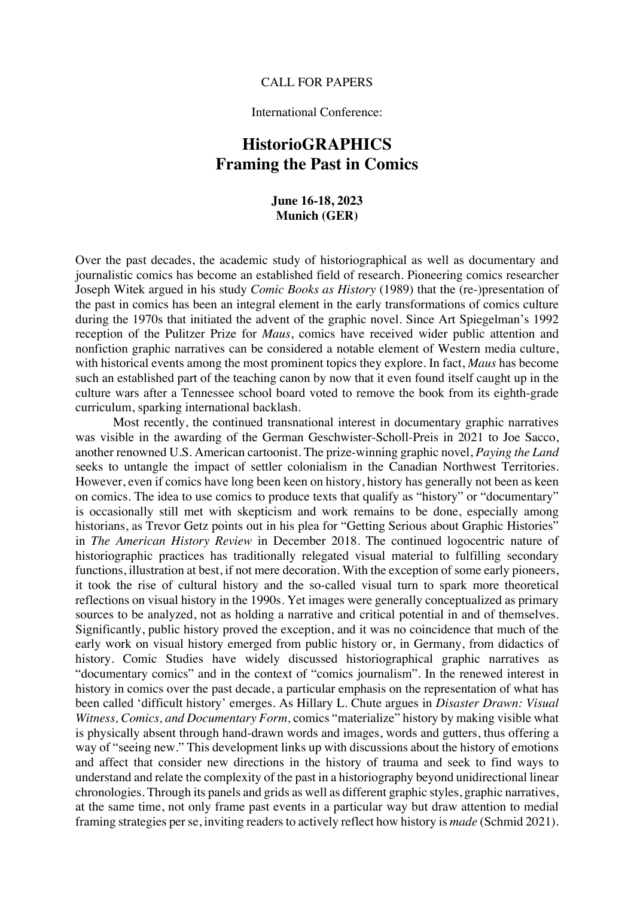CALL FOR PAPERS

International Conference:

# HistorioGRAPHICS
# Framing the Past in Comics

**June 16-18, 2023**
**Munich (GER)**

Over the past decades, the academic study of historiographical as well as documentary and journalistic comics has become an established field of research. Pioneering comics researcher Joseph Witek argued in his study *Comic Books as History* (1989) that the (re-)presentation of the past in comics has been an integral element in the early transformations of comics culture during the 1970s that initiated the advent of the graphic novel. Since Art Spiegelman's 1992 reception of the Pulitzer Prize for *Maus*, comics have received wider public attention and nonfiction graphic narratives can be considered a notable element of Western media culture, with historical events among the most prominent topics they explore. In fact, *Maus* has become such an established part of the teaching canon by now that it even found itself caught up in the culture wars after a Tennessee school board voted to remove the book from its eighth-grade curriculum, sparking international backlash.

Most recently, the continued transnational interest in documentary graphic narratives was visible in the awarding of the German Geschwister-Scholl-Preis in 2021 to Joe Sacco, another renowned U.S. American cartoonist. The prize-winning graphic novel, *Paying the Land* seeks to untangle the impact of settler colonialism in the Canadian Northwest Territories. However, even if comics have long been keen on history, history has generally not been as keen on comics. The idea to use comics to produce texts that qualify as "history" or "documentary" is occasionally still met with skepticism and work remains to be done, especially among historians, as Trevor Getz points out in his plea for "Getting Serious about Graphic Histories" in *The American History Review* in December 2018. The continued logocentric nature of historiographic practices has traditionally relegated visual material to fulfilling secondary functions, illustration at best, if not mere decoration. With the exception of some early pioneers, it took the rise of cultural history and the so-called visual turn to spark more theoretical reflections on visual history in the 1990s. Yet images were generally conceptualized as primary sources to be analyzed, not as holding a narrative and critical potential in and of themselves. Significantly, public history proved the exception, and it was no coincidence that much of the early work on visual history emerged from public history or, in Germany, from didactics of history. Comic Studies have widely discussed historiographical graphic narratives as "documentary comics" and in the context of "comics journalism". In the renewed interest in history in comics over the past decade, a particular emphasis on the representation of what has been called 'difficult history' emerges. As Hillary L. Chute argues in *Disaster Drawn: Visual Witness, Comics, and Documentary Form,* comics "materialize" history by making visible what is physically absent through hand-drawn words and images, words and gutters, thus offering a way of "seeing new." This development links up with discussions about the history of emotions and affect that consider new directions in the history of trauma and seek to find ways to understand and relate the complexity of the past in a historiography beyond unidirectional linear chronologies. Through its panels and grids as well as different graphic styles, graphic narratives, at the same time, not only frame past events in a particular way but draw attention to medial framing strategies per se, inviting readers to actively reflect how history is *made* (Schmid 2021).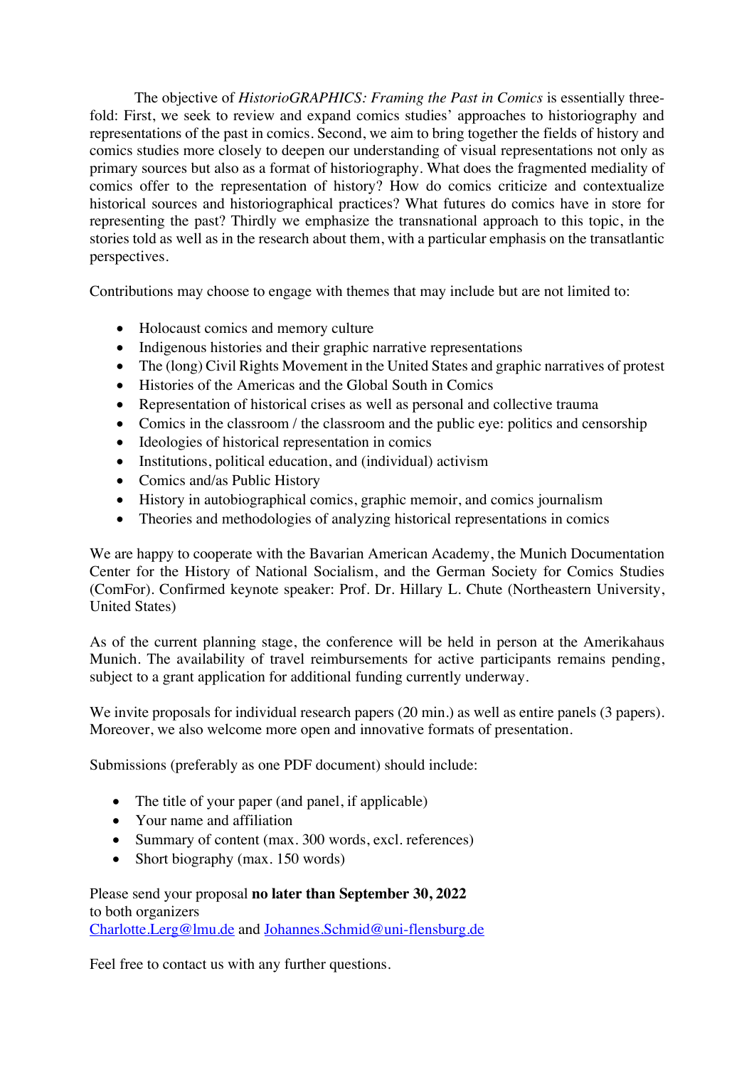The objective of *HistorioGRAPHICS: Framing the Past in Comics* is essentially three-fold: First, we seek to review and expand comics studies' approaches to historiography and representations of the past in comics. Second, we aim to bring together the fields of history and comics studies more closely to deepen our understanding of visual representations not only as primary sources but also as a format of historiography. What does the fragmented mediality of comics offer to the representation of history? How do comics criticize and contextualize historical sources and historiographical practices? What futures do comics have in store for representing the past? Thirdly we emphasize the transnational approach to this topic, in the stories told as well as in the research about them, with a particular emphasis on the transatlantic perspectives.

Contributions may choose to engage with themes that may include but are not limited to:

- Holocaust comics and memory culture
- Indigenous histories and their graphic narrative representations
- The (long) Civil Rights Movement in the United States and graphic narratives of protest
- Histories of the Americas and the Global South in Comics
- Representation of historical crises as well as personal and collective trauma
- Comics in the classroom / the classroom and the public eye: politics and censorship
- Ideologies of historical representation in comics
- Institutions, political education, and (individual) activism
- Comics and/as Public History
- History in autobiographical comics, graphic memoir, and comics journalism
- Theories and methodologies of analyzing historical representations in comics

We are happy to cooperate with the Bavarian American Academy, the Munich Documentation Center for the History of National Socialism, and the German Society for Comics Studies (ComFor). Confirmed keynote speaker: Prof. Dr. Hillary L. Chute (Northeastern University, United States)

As of the current planning stage, the conference will be held in person at the Amerikahaus Munich. The availability of travel reimbursements for active participants remains pending, subject to a grant application for additional funding currently underway.

We invite proposals for individual research papers (20 min.) as well as entire panels (3 papers). Moreover, we also welcome more open and innovative formats of presentation.

Submissions (preferably as one PDF document) should include:

- The title of your paper (and panel, if applicable)
- Your name and affiliation
- Summary of content (max. 300 words, excl. references)
- Short biography (max. 150 words)

Please send your proposal **no later than September 30, 2022**
to both organizers
Charlotte.Lerg@lmu.de and Johannes.Schmid@uni-flensburg.de

Feel free to contact us with any further questions.